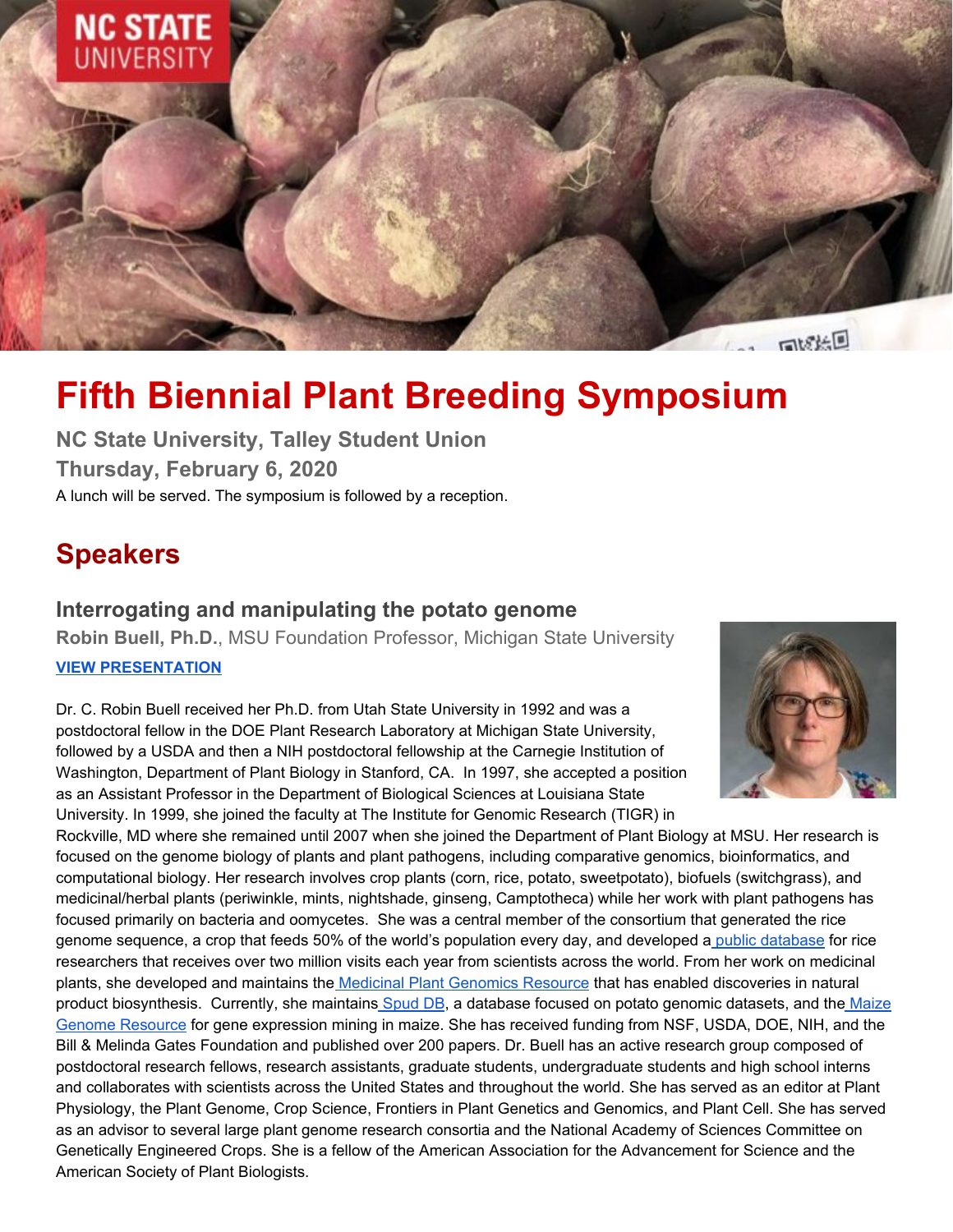# Fifth Biennial Plant Breeding Symposium

### NC State University, Talley Student Union

### Thursday, February 6, 2020

A lunch will be served. The symposium is followed by a reception.

## Speakers

### Interrogating and manipulating the potato genome

**Robin Buell, Ph.D.**, MSU Foundation Professor, Michigan State University

**VIEW PRESENTATION**

Dr. C. Robin Buell received her Ph.D. from Utah State University in 1992 and was a postdoctoral fellow in the DOE Plant Research Laboratory at Michigan State University, followed by a USDA and then a NIH postdoctoral fellowship at the Carnegie Institution of Washington, Department of Plant Biology in Stanford, CA. In 1997, she accepted a position as an Assistant Professor in the Department of Biological Sciences at Louisiana State University. In 1999, she joined the faculty at The Institute for Genomic Research (TIGR) in Rockville, MD where she remained until 2007 when she joined the Department of Plant Biology at MSU. Her research is focused on the genome biology of plants and plant pathogens, including comparative genomics, bioinformatics, and computational biology. Her research involves crop plants (corn, rice, potato, sweetpotato), biofuels (switchgrass), and medicinal/herbal plants (periwinkle, mints, nightshade, ginseng, Camptotheca) while her work with plant pathogens has focused primarily on bacteria and oomycetes. She was a central member of the consortium that generated the rice genome sequence, a crop that feeds 50% of the world's population every day, and developed a public database for rice researchers that receives over two million visits each year from scientists across the world. From her work on medicinal plants, she developed and maintains the Medicinal Plant Genomics Resource that has enabled discoveries in natural product biosynthesis. Currently, she maintains Spud DB, a database focused on potato genomic datasets, and the Maize Genome Resource for gene expression mining in maize. She has received funding from NSF, USDA, DOE, NIH, and the Bill & Melinda Gates Foundation and published over 200 papers. Dr. Buell has an active research group composed of postdoctoral research fellows, research assistants, graduate students, undergraduate students and high school interns and collaborates with scientists across the United States and throughout the world. She has served as an editor at Plant Physiology, the Plant Genome, Crop Science, Frontiers in Plant Genetics and Genomics, and Plant Cell. She has served as an advisor to several large plant genome research consortia and the National Academy of Sciences Committee on Genetically Engineered Crops. She is a fellow of the American Association for the Advancement of Science and the American Society of Plant Biologists.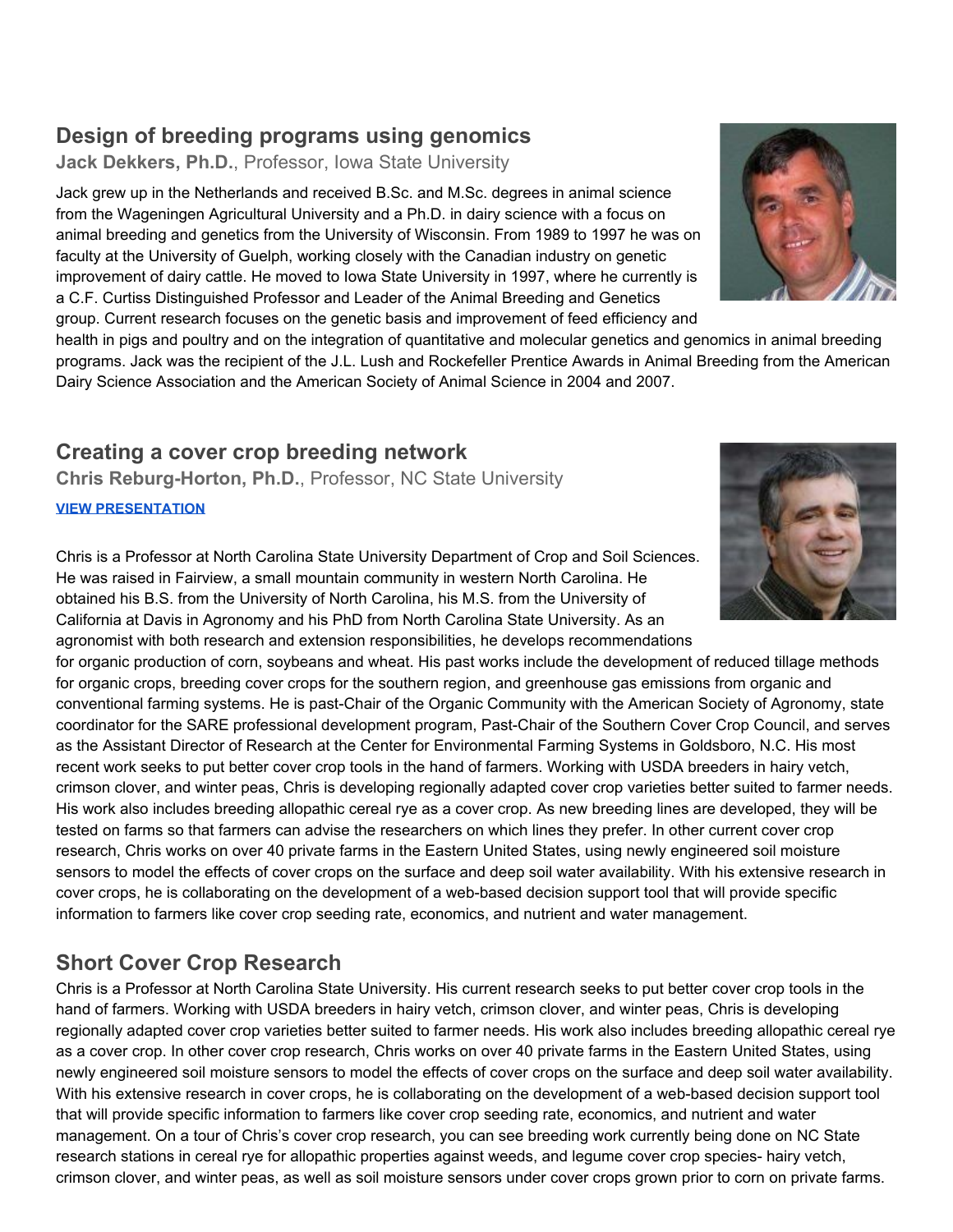## Design of breeding programs using genomics

**Jack Dekkers, Ph.D.**, Professor, Iowa State University

Jack grew up in the Netherlands and received B.Sc. and M.Sc. degrees in animal science from the Wageningen Agricultural University and a Ph.D. in dairy science with a focus on animal breeding and genetics from the University of Wisconsin. From 1989 to 1997 he was on faculty at the University of Guelph, working closely with the Canadian industry on genetic improvement of dairy cattle. He moved to Iowa State University in 1997, where he currently is a C.F. Curtiss Distinguished Professor and Leader of the Animal Breeding and Genetics group. Current research focuses on the genetic basis and improvement of feed efficiency and health in pigs and poultry and on the integration of quantitative and molecular genetics and genomics in animal breeding programs. Jack was the recipient of the J.L. Lush and Rockefeller Prentice Awards in Animal Breeding from the American Dairy Science Association and the American Society of Animal Science in 2004 and 2007.

## Creating a cover crop breeding network

**Chris Reburg-Horton, Ph.D.**, Professor, NC State University

**VIEW PRESENTATION**

Chris is a Professor at North Carolina State University Department of Crop and Soil Sciences. He was raised in Fairview, a small mountain community in western North Carolina. He obtained his B.S. from the University of North Carolina, his M.S. from the University of California at Davis in Agronomy and his PhD from North Carolina State University. As an agronomist with both research and extension responsibilities, he develops recommendations for organic production of corn, soybeans and wheat. His past works include the development of reduced tillage methods for organic crops, breeding cover crops for the southern region, and greenhouse gas emissions from organic and conventional farming systems. He is past-Chair of the Organic Community with the American Society of Agronomy, state coordinator for the SARE professional development program, Past-Chair of the Southern Cover Crop Council, and serves as the Assistant Director of Research at the Center for Environmental Farming Systems in Goldsboro, N.C. His most recent work seeks to put better cover crop tools in the hand of farmers. Working with USDA breeders in hairy vetch, crimson clover, and winter peas, Chris is developing regionally adapted cover crop varieties better suited to farmer needs. His work also includes breeding allopathic cereal rye as a cover crop. As new breeding lines are developed, they will be tested on farms so that farmers can advise the researchers on which lines they prefer. In other current cover crop research, Chris works on over 40 private farms in the Eastern United States, using newly engineered soil moisture sensors to model the effects of cover crops on the surface and deep soil water availability. With his extensive research in cover crops, he is collaborating on the development of a web-based decision support tool that will provide specific information to farmers like cover crop seeding rate, economics, and nutrient and water management.

## Short Cover Crop Research

Chris is a Professor at North Carolina State University. His current research seeks to put better cover crop tools in the hand of farmers. Working with USDA breeders in hairy vetch, crimson clover, and winter peas, Chris is developing regionally adapted cover crop varieties better suited to farmer needs. His work also includes breeding allopathic cereal rye as a cover crop. In other cover crop research, Chris works on over 40 private farms in the Eastern United States, using newly engineered soil moisture sensors to model the effects of cover crops on the surface and deep soil water availability. With his extensive research in cover crops, he is collaborating on the development of a web-based decision support tool that will provide specific information to farmers like cover crop seeding rate, economics, and nutrient and water management. On a tour of Chris's cover crop research, you can see breeding work currently being done on NC State research stations in cereal rye for allopathic properties against weeds, and legume cover crop species- hairy vetch, crimson clover, and winter peas, as well as soil moisture sensors under cover crops grown prior to corn on private farms.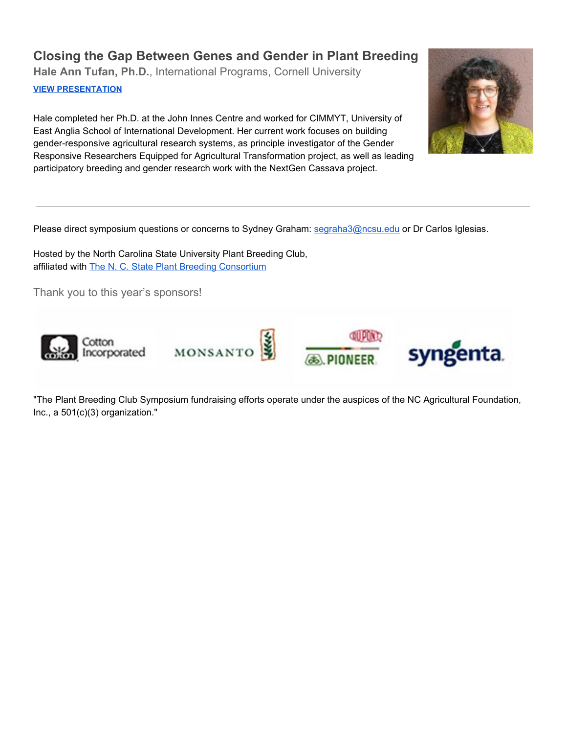## Closing the Gap Between Genes and Gender in Plant Breeding

**Hale Ann Tufan, Ph.D.**, International Programs, Cornell University

**VIEW PRESENTATION**

Hale completed her Ph.D. at the John Innes Centre and worked for CIMMYT, University of East Anglia School of International Development. Her current work focuses on building gender-responsive agricultural research systems, as principle investigator of the Gender Responsive Researchers Equipped for Agricultural Transformation project, as well as leading participatory breeding and gender research work with the NextGen Cassava project.

---

Please direct symposium questions or concerns to Sydney Graham: segraha3@ncsu.edu or Dr Carlos Iglesias.

Hosted by the North Carolina State University Plant Breeding Club,
affiliated with The N. C. State Plant Breeding Consortium

Thank you to this year's sponsors!

Cotton Incorporated
MONSANTO
DUPONT PIONEER
syngenta

"The Plant Breeding Club Symposium fundraising efforts operate under the auspices of the NC Agricultural Foundation, Inc., a 501(c)(3) organization."